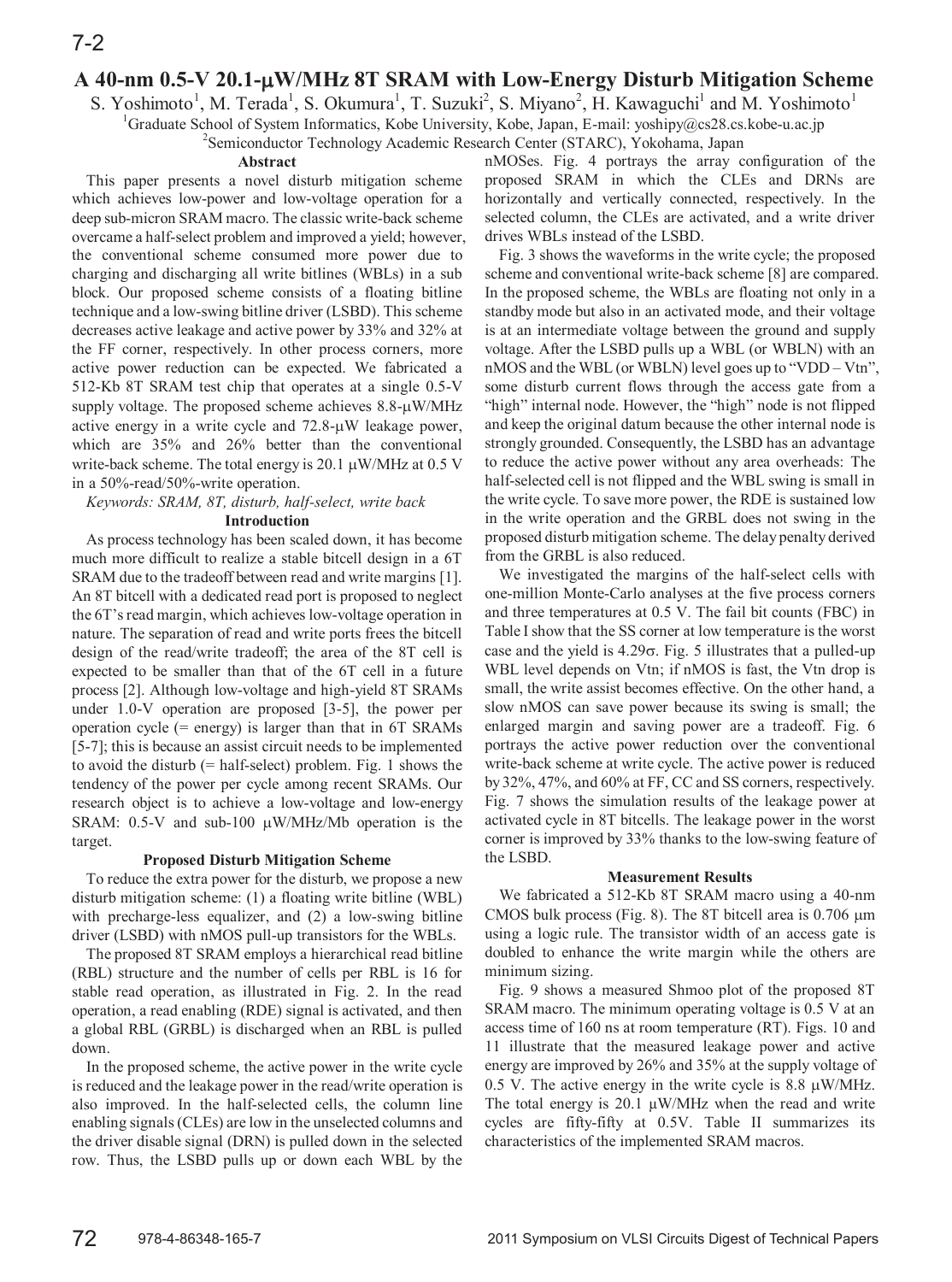# A 40-nm 0.5-V 20.1-μW/MHz 8T SRAM with Low-Energy Disturb Mitigation Scheme

S. Yoshimoto[1], M. Terada[1], S. Okumura[1], T. Suzuki[2], S. Miyano[2], H. Kawaguchi[1] and M. Yoshimoto[1]

[1]Graduate School of System Informatics, Kobe University, Kobe, Japan, E-mail: yoshipy@cs28.cs.kobe-u.ac.jp

[2]Semiconductor Technology Academic Research Center (STARC), Yokohama, Japan

## Abstract

This paper presents a novel disturb mitigation scheme which achieves low-power and low-voltage operation for a deep sub-micron SRAM macro. The classic write-back scheme overcame a half-select problem and improved a yield; however, the conventional scheme consumed more power due to charging and discharging all write bitlines (WBLs) in a sub block. Our proposed scheme consists of a floating bitline technique and a low-swing bitline driver (LSBD). This scheme decreases active leakage and active power by 33% and 32% at the FF corner, respectively. In other process corners, more active power reduction can be expected. We fabricated a 512-Kb 8T SRAM test chip that operates at a single 0.5-V supply voltage. The proposed scheme achieves 8.8-μW/MHz active energy in a write cycle and 72.8-μW leakage power, which are 35% and 26% better than the conventional write-back scheme. The total energy is 20.1 μW/MHz at 0.5 V in a 50%-read/50%-write operation.

*Keywords: SRAM, 8T, disturb, half-select, write back*

## Introduction

As process technology has been scaled down, it has become much more difficult to realize a stable bitcell design in a 6T SRAM due to the tradeoff between read and write margins [1]. An 8T bitcell with a dedicated read port is proposed to neglect the 6T's read margin, which achieves low-voltage operation in nature. The separation of read and write ports frees the bitcell design of the read/write tradeoff; the area of the 8T cell is expected to be smaller than that of the 6T cell in a future process [2]. Although low-voltage and high-yield 8T SRAMs under 1.0-V operation are proposed [3-5], the power per operation cycle (= energy) is larger than that in 6T SRAMs [5-7]; this is because an assist circuit needs to be implemented to avoid the disturb (= half-select) problem. Fig. 1 shows the tendency of the power per cycle among recent SRAMs. Our research object is to achieve a low-voltage and low-energy SRAM: 0.5-V and sub-100 μW/MHz/Mb operation is the target.

## Proposed Disturb Mitigation Scheme

To reduce the extra power for the disturb, we propose a new disturb mitigation scheme: (1) a floating write bitline (WBL) with precharge-less equalizer, and (2) a low-swing bitline driver (LSBD) with nMOS pull-up transistors for the WBLs.

The proposed 8T SRAM employs a hierarchical read bitline (RBL) structure and the number of cells per RBL is 16 for stable read operation, as illustrated in Fig. 2. In the read operation, a read enabling (RDE) signal is activated, and then a global RBL (GRBL) is discharged when an RBL is pulled down.

In the proposed scheme, the active power in the write cycle is reduced and the leakage power in the read/write operation is also improved. In the half-selected cells, the column line enabling signals (CLEs) are low in the unselected columns and the driver disable signal (DRN) is pulled down in the selected row. Thus, the LSBD pulls up or down each WBL by the nMOSes. Fig. 4 portrays the array configuration of the proposed SRAM in which the CLEs and DRNs are horizontally and vertically connected, respectively. In the selected column, the CLEs are activated, and a write driver drives WBLs instead of the LSBD.

Fig. 3 shows the waveforms in the write cycle; the proposed scheme and conventional write-back scheme [8] are compared. In the proposed scheme, the WBLs are floating not only in a standby mode but also in an activated mode, and their voltage is at an intermediate voltage between the ground and supply voltage. After the LSBD pulls up a WBL (or WBLN) with an nMOS and the WBL (or WBLN) level goes up to "VDD – Vtn", some disturb current flows through the access gate from a "high" internal node. However, the "high" node is not flipped and keep the original datum because the other internal node is strongly grounded. Consequently, the LSBD has an advantage to reduce the active power without any area overheads: The half-selected cell is not flipped and the WBL swing is small in the write cycle. To save more power, the RDE is sustained low in the write operation and the GRBL does not swing in the proposed disturb mitigation scheme. The delay penalty derived from the GRBL is also reduced.

We investigated the margins of the half-select cells with one-million Monte-Carlo analyses at the five process corners and three temperatures at 0.5 V. The fail bit counts (FBC) in Table I show that the SS corner at low temperature is the worst case and the yield is 4.29σ. Fig. 5 illustrates that a pulled-up WBL level depends on Vtn; if nMOS is fast, the Vtn drop is small, the write assist becomes effective. On the other hand, a slow nMOS can save power because its swing is small; the enlarged margin and saving power are a tradeoff. Fig. 6 portrays the active power reduction over the conventional write-back scheme at write cycle. The active power is reduced by 32%, 47%, and 60% at FF, CC and SS corners, respectively. Fig. 7 shows the simulation results of the leakage power at activated cycle in 8T bitcells. The leakage power in the worst corner is improved by 33% thanks to the low-swing feature of the LSBD.

## Measurement Results

We fabricated a 512-Kb 8T SRAM macro using a 40-nm CMOS bulk process (Fig. 8). The 8T bitcell area is 0.706 μm using a logic rule. The transistor width of an access gate is doubled to enhance the write margin while the others are minimum sizing.

Fig. 9 shows a measured Shmoo plot of the proposed 8T SRAM macro. The minimum operating voltage is 0.5 V at an access time of 160 ns at room temperature (RT). Figs. 10 and 11 illustrate that the measured leakage power and active energy are improved by 26% and 35% at the supply voltage of 0.5 V. The active energy in the write cycle is 8.8 μW/MHz. The total energy is 20.1 μW/MHz when the read and write cycles are fifty-fifty at 0.5V. Table II summarizes its characteristics of the implemented SRAM macros.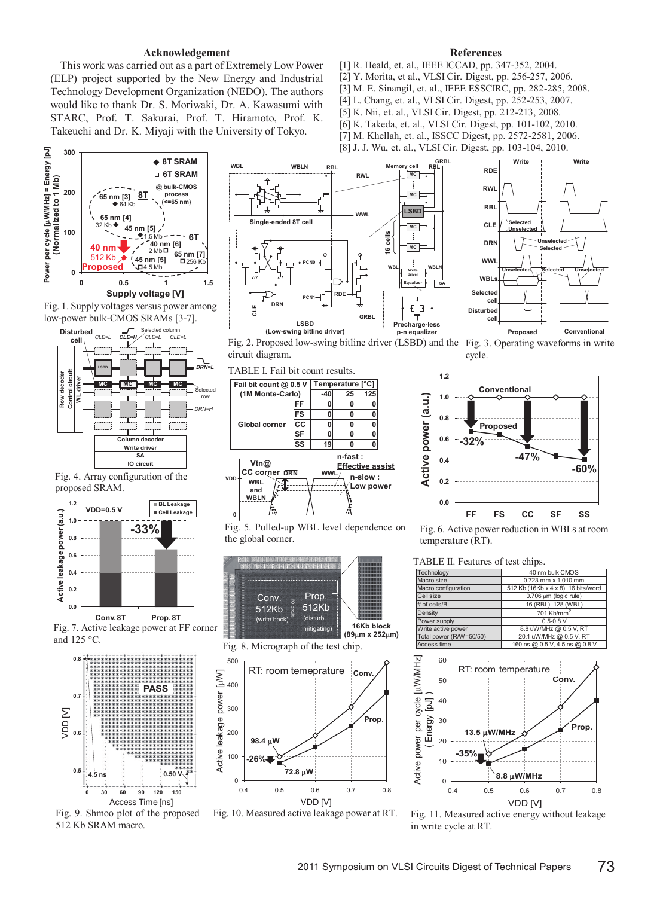## Acknowledgement

This work was carried out as a part of Extremely Low Power (ELP) project supported by the New Energy and Industrial Technology Development Organization (NEDO). The authors would like to thank Dr. S. Moriwaki, Dr. A. Kawasumi with STARC, Prof. T. Sakurai, Prof. T. Hiramoto, Prof. K. Takeuchi and Dr. K. Miyaji with the University of Tokyo.

## References

[1] R. Heald, et. al., IEEE ICCAD, pp. 347-352, 2004.
[2] Y. Morita, et al., VLSI Cir. Digest, pp. 256-257, 2006.
[3] M. E. Sinangil, et. al., IEEE ESSCIRC, pp. 282-285, 2008.
[4] L. Chang, et. al., VLSI Cir. Digest, pp. 252-253, 2007.
[5] K. Nii, et. al., VLSI Cir. Digest, pp. 212-213, 2008.
[6] K. Takeda, et. al., VLSI Cir. Digest, pp. 101-102, 2010.
[7] M. Khellah, et. al., ISSCC Digest, pp. 2572-2581, 2006.
[8] J. J. Wu, et. al., VLSI Cir. Digest, pp. 103-104, 2010.

Fig. 1. Supply voltages versus power among low-power bulk-CMOS SRAMs [3-7].

Fig. 2. Proposed low-swing bitline driver (LSBD) and the circuit diagram.

Fig. 3. Operating waveforms in write cycle.

Fig. 4. Array configuration of the proposed SRAM.

TABLE I. Fail bit count results.

| Fail bit count @ 0.5 V (1M Monte-Carlo) | | Temperature [°C] -40 | 25 | 125 |
|---|---|---|---|---|
| Global corner | FF | 0 | 0 | 0 |
| | FS | 0 | 0 | 0 |
| | CC | 0 | 0 | 0 |
| | SF | 0 | 0 | 0 |
| | SS | 19 | 0 | 0 |

Fig. 5. Pulled-up WBL level dependence on the global corner.

Fig. 6. Active power reduction in WBLs at room temperature (RT).

Fig. 7. Active leakage power at FF corner and 125 °C.

Fig. 8. Micrograph of the test chip.

TABLE II. Features of test chips.

| | |
|---|---|
| Technology | 40 nm bulk CMOS |
| Macro size | 0.723 mm x 1.010 mm |
| Macro configuration | 512 Kb (16Kb x 4 x 8), 16 bits/word |
| Cell size | 0.706 µm (logic rule) |
| # of cells/BL | 16 (RBL), 128 (WBL) |
| Density | 701 Kb/mm$^2$ |
| Power supply | 0.5-0.8 V |
| Write active power | 8.8 uW/MHz @ 0.5 V, RT |
| Total power (R/W=50/50) | 20.1 uW/MHz @ 0.5 V, RT |
| Access time | 160 ns @ 0.5 V, 4.5 ns @ 0.8 V |

Fig. 9. Shmoo plot of the proposed 512 Kb SRAM macro.

Fig. 10. Measured active leakage power at RT.

Fig. 11. Measured active energy without leakage in write cycle at RT.